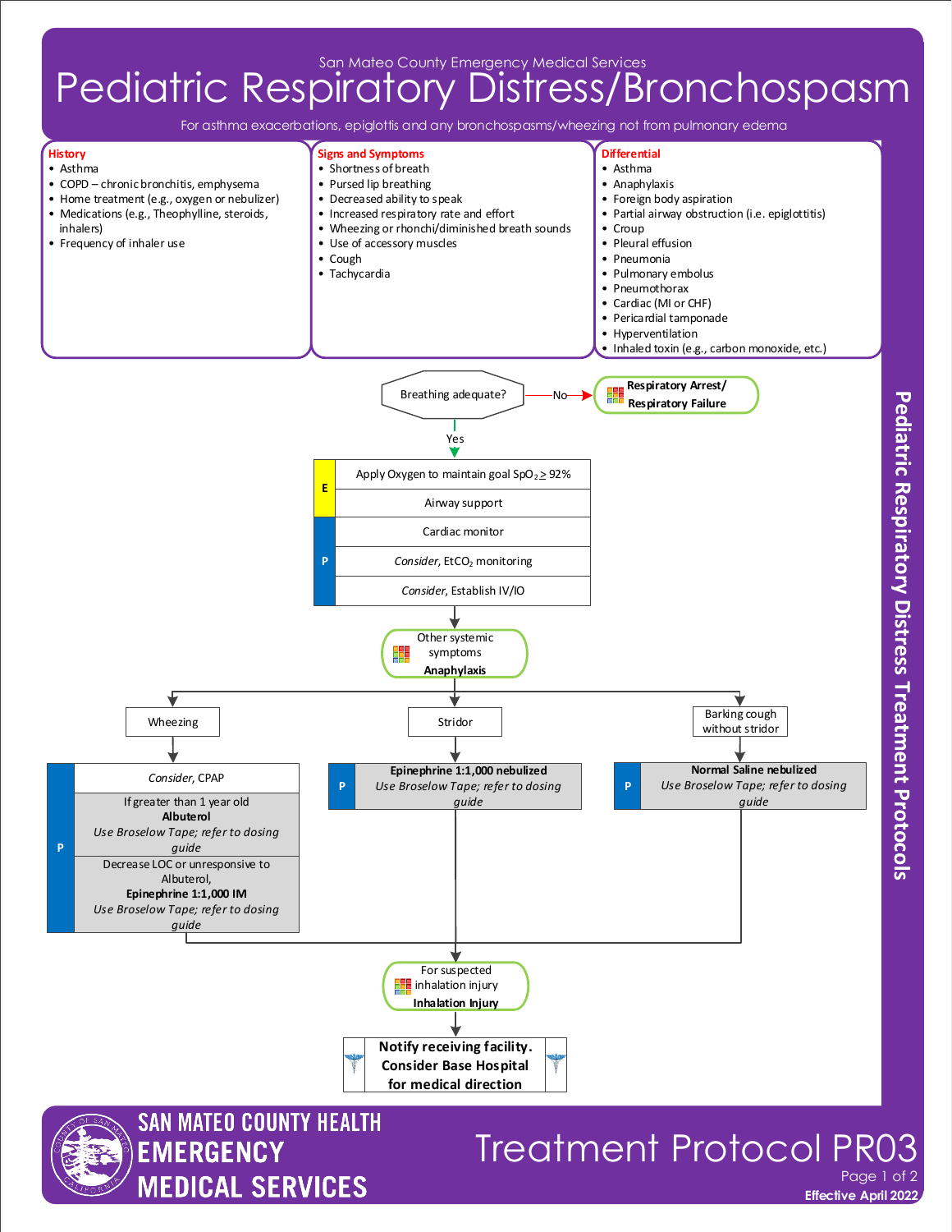San Mateo County Emergency Medical Services

# Pediatric Respiratory Distress/Bronchospasm

For asthma exacerbations, epiglottis and any bronchospasms/wheezing not from pulmonary edema

### History

- Asthma
- COPD – chronic bronchitis, emphysema
- Home treatment (e.g., oxygen or nebulizer)
- Medications (e.g., Theophylline, steroids, inhalers)
- Frequency of inhaler use

### Signs and Symptoms

- Shortness of breath
- Pursed lip breathing
- Decreased ability to speak
- Increased respiratory rate and effort
- Wheezing or rhonchi/diminished breath sounds
- Use of accessory muscles
- Cough
- Tachycardia

### Differential

- Asthma
- Anaphylaxis
- Foreign body aspiration
- Partial airway obstruction (i.e. epiglottitis)
- Croup
- Pleural effusion
- Pneumonia
- Pulmonary embolus
- Pneumothorax
- Cardiac (MI or CHF)
- Pericardial tamponade
- Hyperventilation
- Inhaled toxin (e.g., carbon monoxide, etc.)

---

**Breathing adequate?**

- No → **Respiratory Arrest/ Respiratory Failure**
- Yes ↓

| | |
|---|---|
| E | Apply Oxygen to maintain goal $SpO_2 \geq 92\%$ |
| E | Airway support |
| P | Cardiac monitor |
| P | *Consider*, $EtCO_2$ monitoring |
| P | *Consider*, Establish IV/IO |

↓

Other systemic symptoms → **Anaphylaxis**

↓

**Wheezing**

| | |
|---|---|
| P | *Consider*, CPAP |
| P | If greater than 1 year old **Albuterol** *Use Broselow Tape; refer to dosing guide* |
| P | Decrease LOC or unresponsive to Albuterol, **Epinephrine 1:1,000 IM** *Use Broselow Tape; refer to dosing guide* |

**Stridor**

| | |
|---|---|
| P | **Epinephrine 1:1,000 nebulized** *Use Broselow Tape; refer to dosing guide* |

**Barking cough without stridor**

| | |
|---|---|
| P | **Normal Saline nebulized** *Use Broselow Tape; refer to dosing guide* |

↓

For suspected inhalation injury → **Inhalation Injury**

↓

**Notify receiving facility. Consider Base Hospital for medical direction**

Pediatric Respiratory Distress Treatment Protocols

SAN MATEO COUNTY HEALTH EMERGENCY MEDICAL SERVICES

Treatment Protocol PR03

Effective April 2022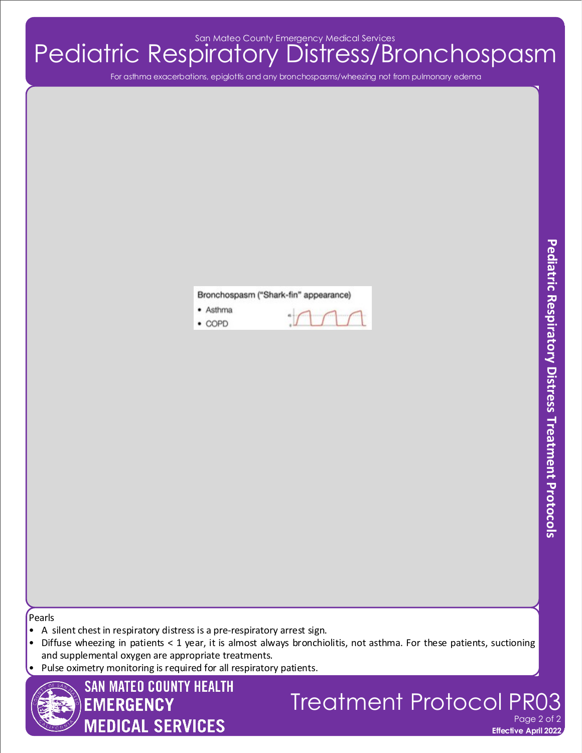San Mateo County Emergency Medical Services

# Pediatric Respiratory Distress/Bronchospasm

For asthma exacerbations, epiglottis and any bronchospasms/wheezing not from pulmonary edema

Bronchospasm ("Shark-fin" appearance)

- Asthma
- COPD

Pearls

- A silent chest in respiratory distress is a pre-respiratory arrest sign.
- Diffuse wheezing in patients < 1 year, it is almost always bronchiolitis, not asthma. For these patients, suctioning and supplemental oxygen are appropriate treatments.
- Pulse oximetry monitoring is required for all respiratory patients.